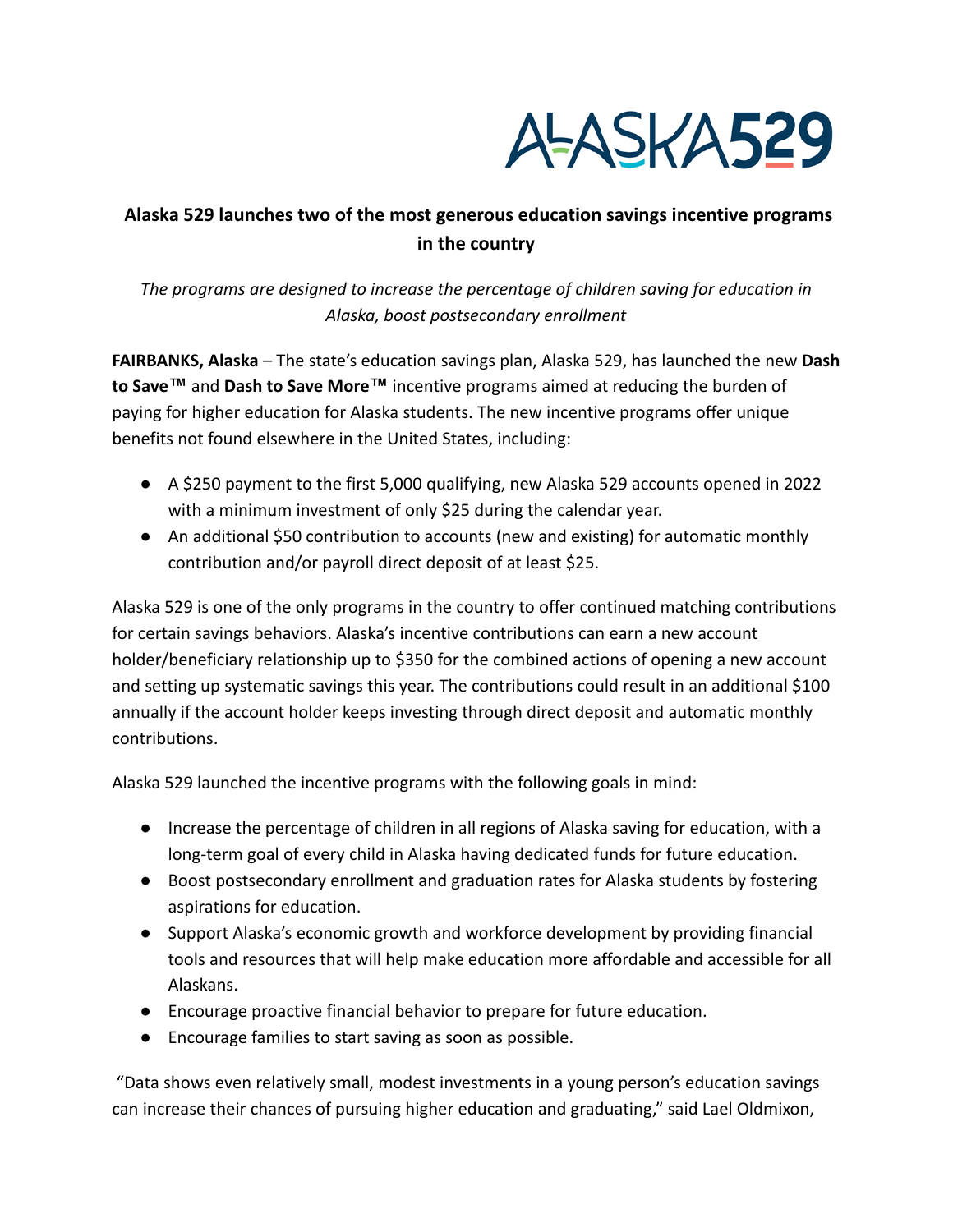# Alaska 529 launches two of the most generous education savings incentive programs in the country

*The programs are designed to increase the percentage of children saving for education in Alaska, boost postsecondary enrollment*

**FAIRBANKS, Alaska** – The state's education savings plan, Alaska 529, has launched the new **Dash to Save™** and **Dash to Save More™** incentive programs aimed at reducing the burden of paying for higher education for Alaska students. The new incentive programs offer unique benefits not found elsewhere in the United States, including:

- A $250 payment to the first 5,000 qualifying, new Alaska 529 accounts opened in 2022 with a minimum investment of only $25 during the calendar year.
- An additional $50 contribution to accounts (new and existing) for automatic monthly contribution and/or payroll direct deposit of at least $25.

Alaska 529 is one of the only programs in the country to offer continued matching contributions for certain savings behaviors. Alaska's incentive contributions can earn a new account holder/beneficiary relationship up to $350 for the combined actions of opening a new account and setting up systematic savings this year. The contributions could result in an additional $100 annually if the account holder keeps investing through direct deposit and automatic monthly contributions.

Alaska 529 launched the incentive programs with the following goals in mind:

- Increase the percentage of children in all regions of Alaska saving for education, with a long-term goal of every child in Alaska having dedicated funds for future education.
- Boost postsecondary enrollment and graduation rates for Alaska students by fostering aspirations for education.
- Support Alaska's economic growth and workforce development by providing financial tools and resources that will help make education more affordable and accessible for all Alaskans.
- Encourage proactive financial behavior to prepare for future education.
- Encourage families to start saving as soon as possible.

"Data shows even relatively small, modest investments in a young person's education savings can increase their chances of pursuing higher education and graduating," said Lael Oldmixon,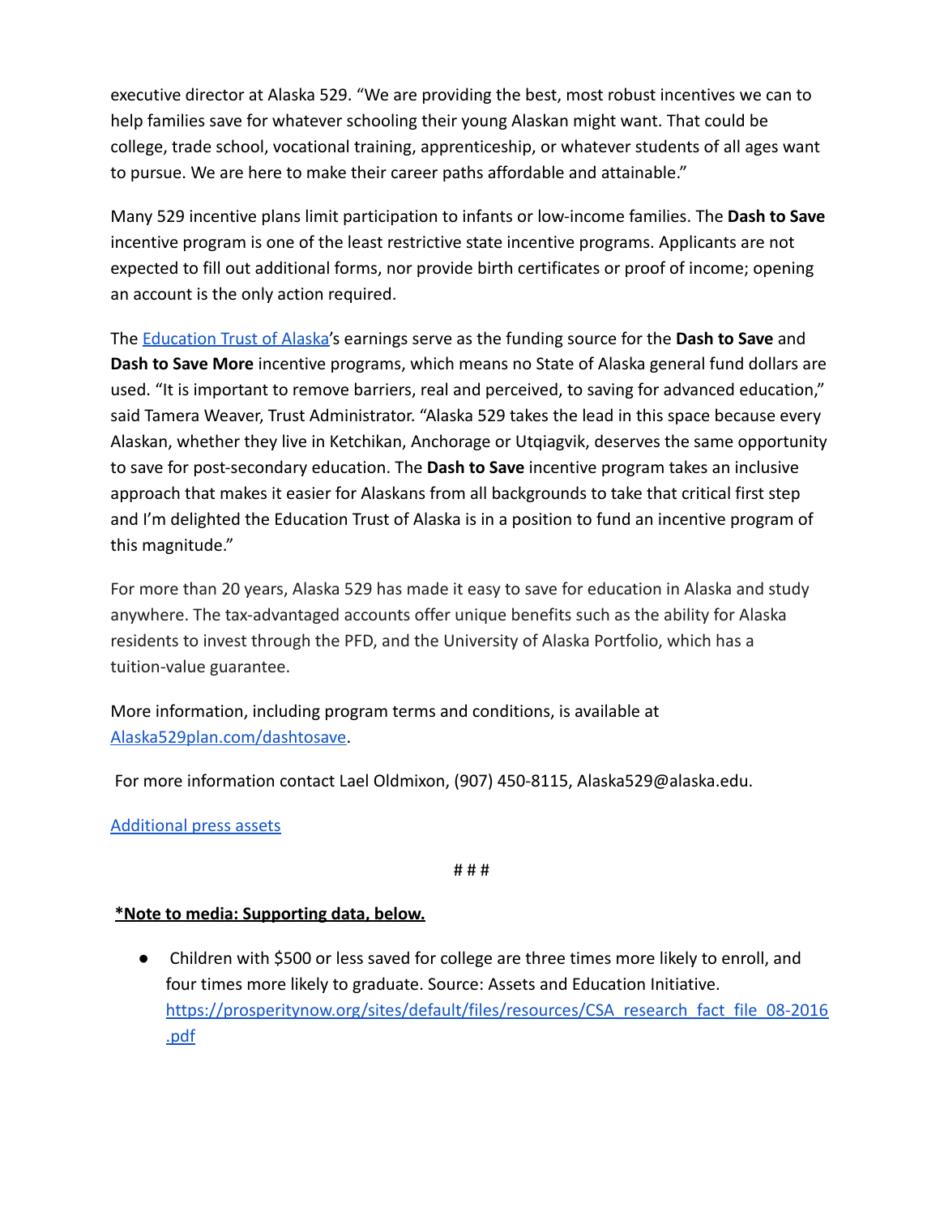executive director at Alaska 529. "We are providing the best, most robust incentives we can to help families save for whatever schooling their young Alaskan might want. That could be college, trade school, vocational training, apprenticeship, or whatever students of all ages want to pursue. We are here to make their career paths affordable and attainable."

Many 529 incentive plans limit participation to infants or low-income families. The **Dash to Save** incentive program is one of the least restrictive state incentive programs. Applicants are not expected to fill out additional forms, nor provide birth certificates or proof of income; opening an account is the only action required.

The [Education Trust of Alaska]'s earnings serve as the funding source for the **Dash to Save** and **Dash to Save More** incentive programs, which means no State of Alaska general fund dollars are used. "It is important to remove barriers, real and perceived, to saving for advanced education," said Tamera Weaver, Trust Administrator. "Alaska 529 takes the lead in this space because every Alaskan, whether they live in Ketchikan, Anchorage or Utqiagvik, deserves the same opportunity to save for post-secondary education. The **Dash to Save** incentive program takes an inclusive approach that makes it easier for Alaskans from all backgrounds to take that critical first step and I'm delighted the Education Trust of Alaska is in a position to fund an incentive program of this magnitude."

For more than 20 years, Alaska 529 has made it easy to save for education in Alaska and study anywhere. The tax-advantaged accounts offer unique benefits such as the ability for Alaska residents to invest through the PFD, and the University of Alaska Portfolio, which has a tuition-value guarantee.

More information, including program terms and conditions, is available at Alaska529plan.com/dashtosave.

For more information contact Lael Oldmixon, (907) 450-8115, Alaska529@alaska.edu.

Additional press assets

# # #

***Note to media: Supporting data, below.**

- Children with $500 or less saved for college are three times more likely to enroll, and four times more likely to graduate. Source: Assets and Education Initiative. https://prosperitynow.org/sites/default/files/resources/CSA_research_fact_file_08-2016.pdf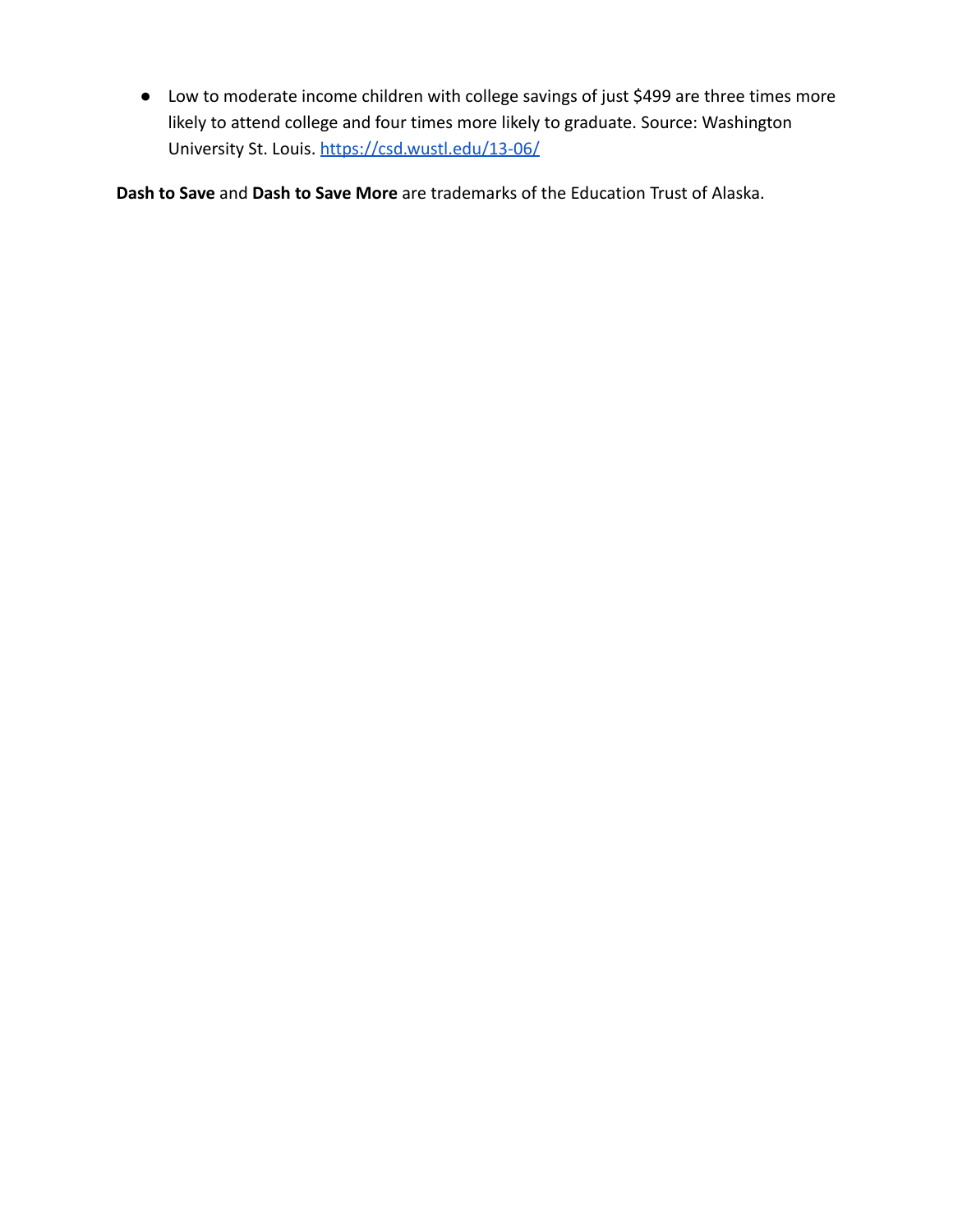- Low to moderate income children with college savings of just $499 are three times more likely to attend college and four times more likely to graduate. Source: Washington University St. Louis. [https://csd.wustl.edu/13-06/](https://csd.wustl.edu/13-06/)

**Dash to Save** and **Dash to Save More** are trademarks of the Education Trust of Alaska.